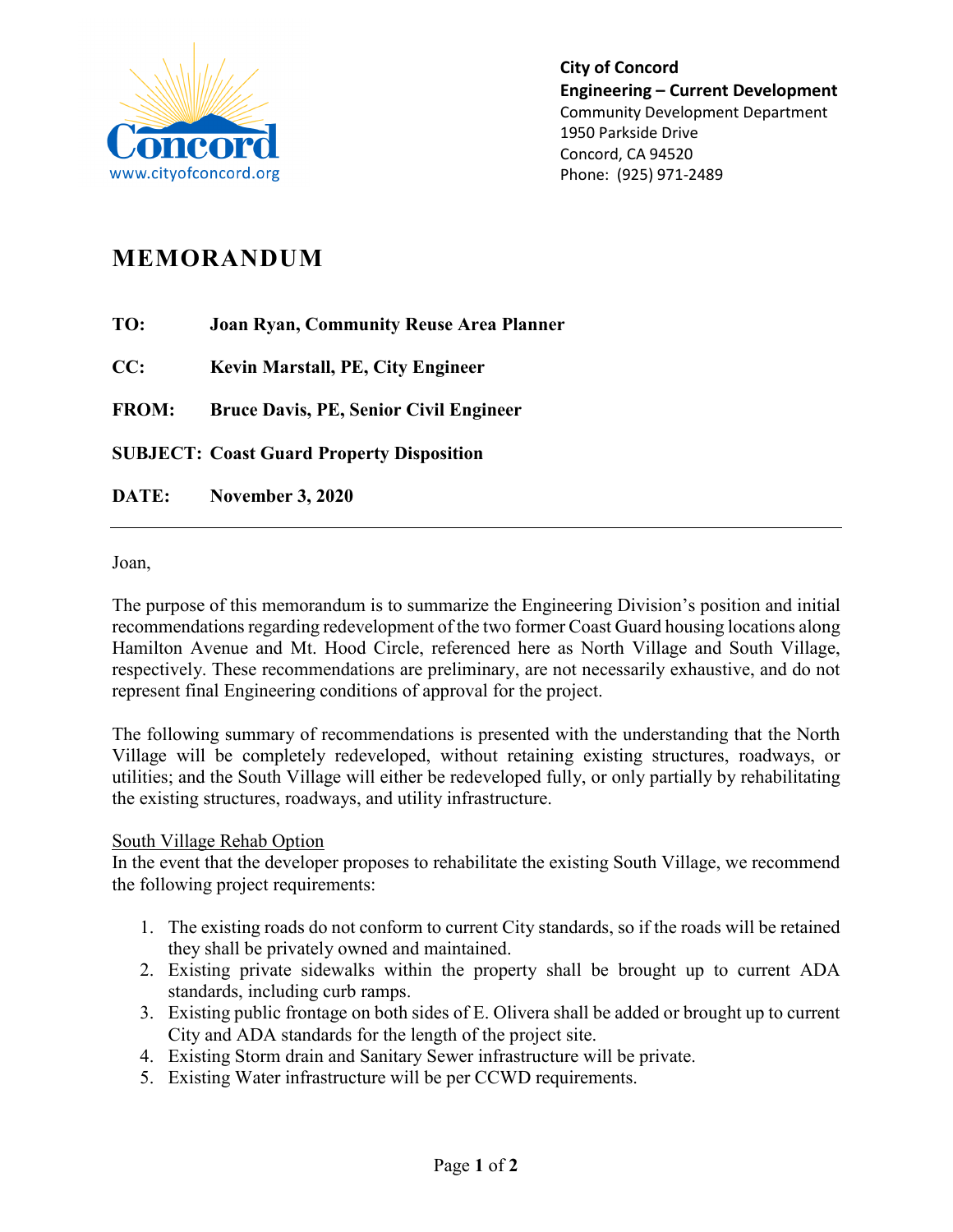City of Concord
**Engineering – Current Development**
Community Development Department
1950 Parkside Drive
Concord, CA 94520
Phone: (925) 971-2489

www.cityofconcord.org

# MEMORANDUM

**TO:** **Joan Ryan, Community Reuse Area Planner**

**CC:** **Kevin Marstall, PE, City Engineer**

**FROM:** **Bruce Davis, PE, Senior Civil Engineer**

**SUBJECT:** **Coast Guard Property Disposition**

**DATE:** **November 3, 2020**

---

Joan,

The purpose of this memorandum is to summarize the Engineering Division's position and initial recommendations regarding redevelopment of the two former Coast Guard housing locations along Hamilton Avenue and Mt. Hood Circle, referenced here as North Village and South Village, respectively. These recommendations are preliminary, are not necessarily exhaustive, and do not represent final Engineering conditions of approval for the project.

The following summary of recommendations is presented with the understanding that the North Village will be completely redeveloped, without retaining existing structures, roadways, or utilities; and the South Village will either be redeveloped fully, or only partially by rehabilitating the existing structures, roadways, and utility infrastructure.

South Village Rehab Option

In the event that the developer proposes to rehabilitate the existing South Village, we recommend the following project requirements:

1. The existing roads do not conform to current City standards, so if the roads will be retained they shall be privately owned and maintained.
2. Existing private sidewalks within the property shall be brought up to current ADA standards, including curb ramps.
3. Existing public frontage on both sides of E. Olivera shall be added or brought up to current City and ADA standards for the length of the project site.
4. Existing Storm drain and Sanitary Sewer infrastructure will be private.
5. Existing Water infrastructure will be per CCWD requirements.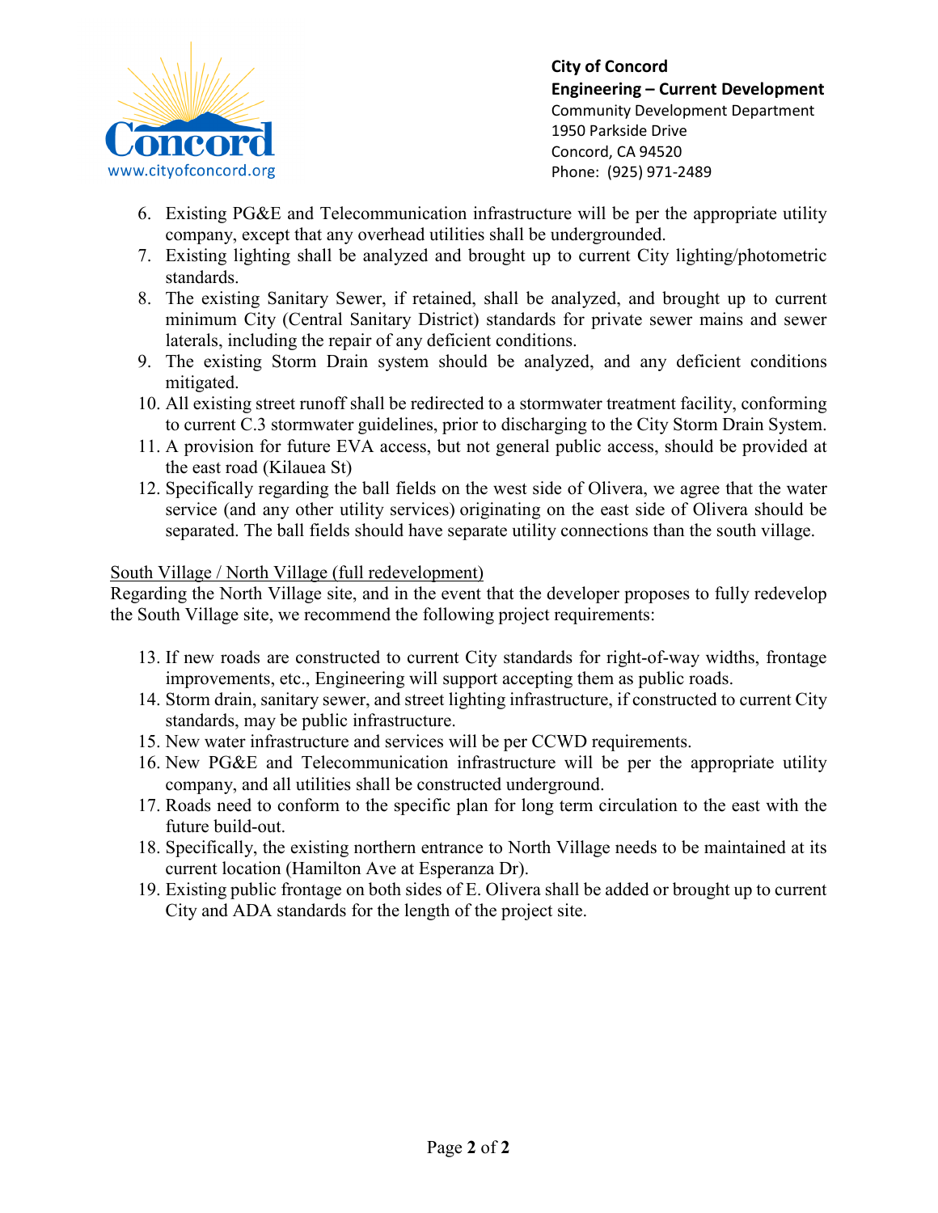6. Existing PG&E and Telecommunication infrastructure will be per the appropriate utility company, except that any overhead utilities shall be undergrounded.
7. Existing lighting shall be analyzed and brought up to current City lighting/photometric standards.
8. The existing Sanitary Sewer, if retained, shall be analyzed, and brought up to current minimum City (Central Sanitary District) standards for private sewer mains and sewer laterals, including the repair of any deficient conditions.
9. The existing Storm Drain system should be analyzed, and any deficient conditions mitigated.
10. All existing street runoff shall be redirected to a stormwater treatment facility, conforming to current C.3 stormwater guidelines, prior to discharging to the City Storm Drain System.
11. A provision for future EVA access, but not general public access, should be provided at the east road (Kilauea St)
12. Specifically regarding the ball fields on the west side of Olivera, we agree that the water service (and any other utility services) originating on the east side of Olivera should be separated. The ball fields should have separate utility connections than the south village.

South Village / North Village (full redevelopment)

Regarding the North Village site, and in the event that the developer proposes to fully redevelop the South Village site, we recommend the following project requirements:

13. If new roads are constructed to current City standards for right-of-way widths, frontage improvements, etc., Engineering will support accepting them as public roads.
14. Storm drain, sanitary sewer, and street lighting infrastructure, if constructed to current City standards, may be public infrastructure.
15. New water infrastructure and services will be per CCWD requirements.
16. New PG&E and Telecommunication infrastructure will be per the appropriate utility company, and all utilities shall be constructed underground.
17. Roads need to conform to the specific plan for long term circulation to the east with the future build-out.
18. Specifically, the existing northern entrance to North Village needs to be maintained at its current location (Hamilton Ave at Esperanza Dr).
19. Existing public frontage on both sides of E. Olivera shall be added or brought up to current City and ADA standards for the length of the project site.